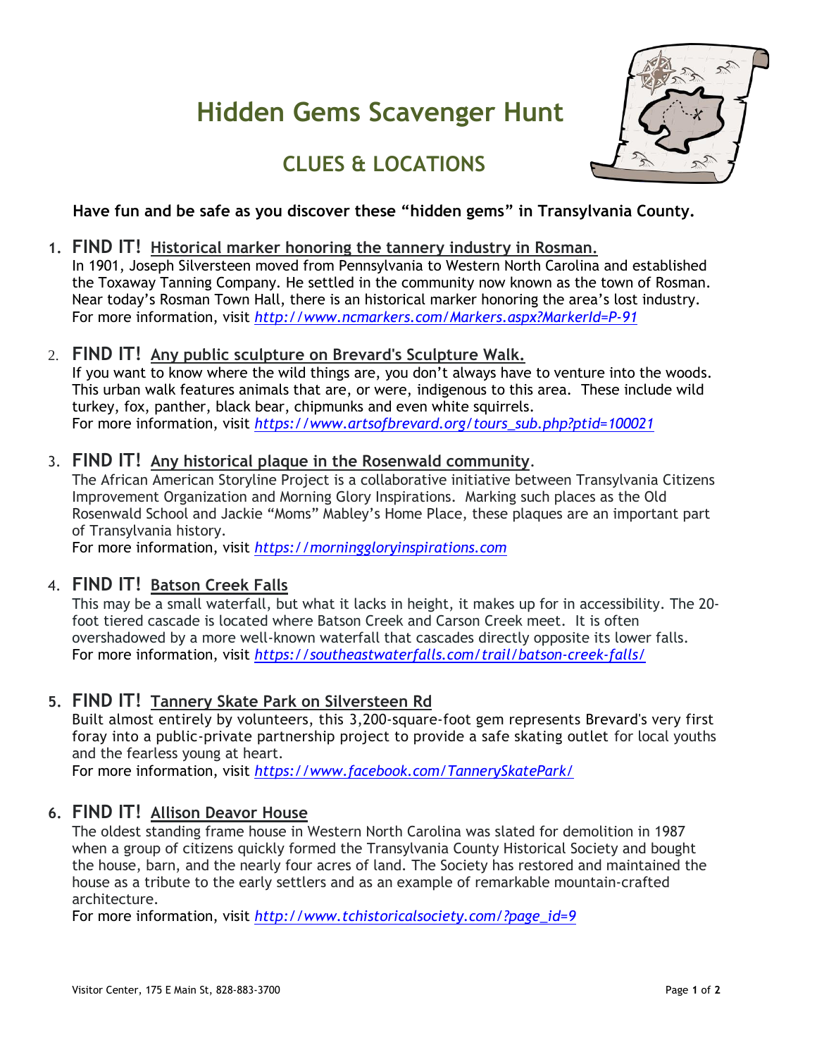# Hidden Gems Scavenger Hunt

## CLUES & LOCATIONS

**Have fun and be safe as you discover these "hidden gems" in Transylvania County.**

1. **FIND IT!** **Historical marker honoring the tannery industry in Rosman.**
   In 1901, Joseph Silversteen moved from Pennsylvania to Western North Carolina and established the Toxaway Tanning Company. He settled in the community now known as the town of Rosman. Near today's Rosman Town Hall, there is an historical marker honoring the area's lost industry.
   For more information, visit *http://www.ncmarkers.com/Markers.aspx?MarkerId=P-91*

2. **FIND IT!** **Any public sculpture on Brevard's Sculpture Walk.**
   If you want to know where the wild things are, you don't always have to venture into the woods. This urban walk features animals that are, or were, indigenous to this area. These include wild turkey, fox, panther, black bear, chipmunks and even white squirrels.
   For more information, visit *https://www.artsofbrevard.org/tours_sub.php?ptid=100021*

3. **FIND IT!** **Any historical plaque in the Rosenwald community**.
   The African American Storyline Project is a collaborative initiative between Transylvania Citizens Improvement Organization and Morning Glory Inspirations. Marking such places as the Old Rosenwald School and Jackie "Moms" Mabley's Home Place, these plaques are an important part of Transylvania history.
   For more information, visit *https://morninggloryinspirations.com*

4. **FIND IT!** **Batson Creek Falls**
   This may be a small waterfall, but what it lacks in height, it makes up for in accessibility. The 20-foot tiered cascade is located where Batson Creek and Carson Creek meet. It is often overshadowed by a more well-known waterfall that cascades directly opposite its lower falls.
   For more information, visit *https://southeastwaterfalls.com/trail/batson-creek-falls/*

5. **FIND IT!** **Tannery Skate Park on Silversteen Rd**
   Built almost entirely by volunteers, this 3,200-square-foot gem represents Brevard's very first foray into a public-private partnership project to provide a safe skating outlet for local youths and the fearless young at heart.
   For more information, visit *https://www.facebook.com/TannerySkatePark/*

6. **FIND IT!** **Allison Deavor House**
   The oldest standing frame house in Western North Carolina was slated for demolition in 1987 when a group of citizens quickly formed the Transylvania County Historical Society and bought the house, barn, and the nearly four acres of land. The Society has restored and maintained the house as a tribute to the early settlers and as an example of remarkable mountain-crafted architecture.
   For more information, visit *http://www.tchistoricalsociety.com/?page_id=9*

Visitor Center, 175 E Main St, 828-883-3700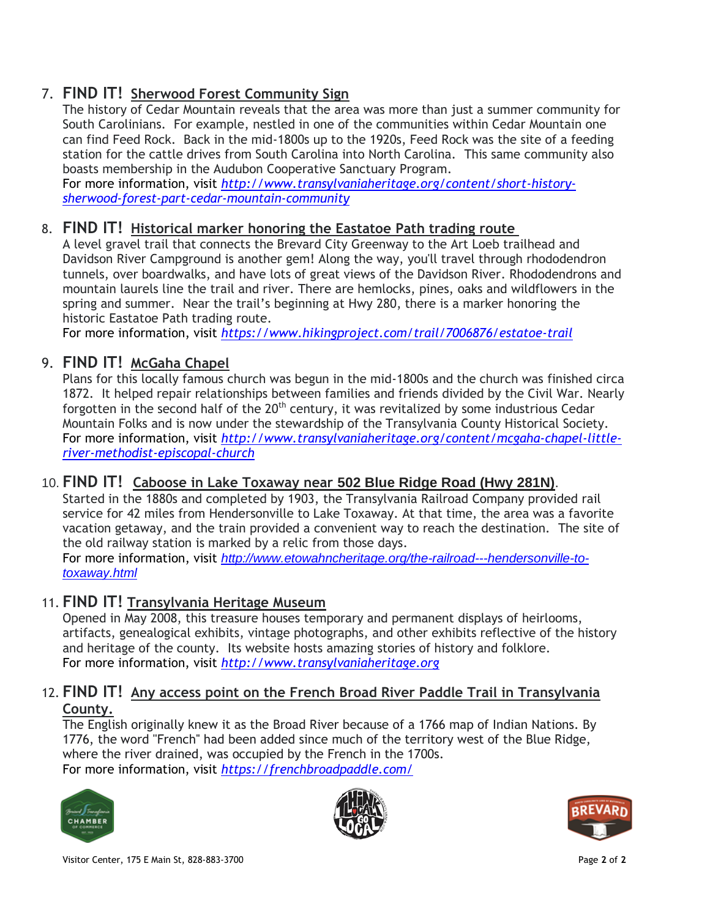7. **FIND IT!** Sherwood Forest Community Sign

   The history of Cedar Mountain reveals that the area was more than just a summer community for South Carolinians. For example, nestled in one of the communities within Cedar Mountain one can find Feed Rock. Back in the mid-1800s up to the 1920s, Feed Rock was the site of a feeding station for the cattle drives from South Carolina into North Carolina. This same community also boasts membership in the Audubon Cooperative Sanctuary Program.

   For more information, visit *http://www.transylvaniaheritage.org/content/short-history-sherwood-forest-part-cedar-mountain-community*

8. **FIND IT!** Historical marker honoring the Eastatoe Path trading route

   A level gravel trail that connects the Brevard City Greenway to the Art Loeb trailhead and Davidson River Campground is another gem! Along the way, you'll travel through rhododendron tunnels, over boardwalks, and have lots of great views of the Davidson River. Rhododendrons and mountain laurels line the trail and river. There are hemlocks, pines, oaks and wildflowers in the spring and summer. Near the trail's beginning at Hwy 280, there is a marker honoring the historic Eastatoe Path trading route.

   For more information, visit *https://www.hikingproject.com/trail/7006876/estatoe-trail*

9. **FIND IT!** McGaha Chapel

   Plans for this locally famous church was begun in the mid-1800s and the church was finished circa 1872. It helped repair relationships between families and friends divided by the Civil War. Nearly forgotten in the second half of the 20th century, it was revitalized by some industrious Cedar Mountain Folks and is now under the stewardship of the Transylvania County Historical Society.

   For more information, visit *http://www.transylvaniaheritage.org/content/mcgaha-chapel-little-river-methodist-episcopal-church*

10. **FIND IT!** Caboose in Lake Toxaway near 502 Blue Ridge Road (Hwy 281N).

    Started in the 1880s and completed by 1903, the Transylvania Railroad Company provided rail service for 42 miles from Hendersonville to Lake Toxaway. At that time, the area was a favorite vacation getaway, and the train provided a convenient way to reach the destination. The site of the old railway station is marked by a relic from those days.

    For more information, visit *http://www.etowahncheritage.org/the-railroad---hendersonville-to-toxaway.html*

11. **FIND IT!** Transylvania Heritage Museum

    Opened in May 2008, this treasure houses temporary and permanent displays of heirlooms, artifacts, genealogical exhibits, vintage photographs, and other exhibits reflective of the history and heritage of the county. Its website hosts amazing stories of history and folklore.

    For more information, visit *http://www.transylvaniaheritage.org*

12. **FIND IT!** Any access point on the French Broad River Paddle Trail in Transylvania County.

    The English originally knew it as the Broad River because of a 1766 map of Indian Nations. By 1776, the word "French" had been added since much of the territory west of the Blue Ridge, where the river drained, was occupied by the French in the 1700s.

    For more information, visit *https://frenchbroadpaddle.com/*

Visitor Center, 175 E Main St, 828-883-3700